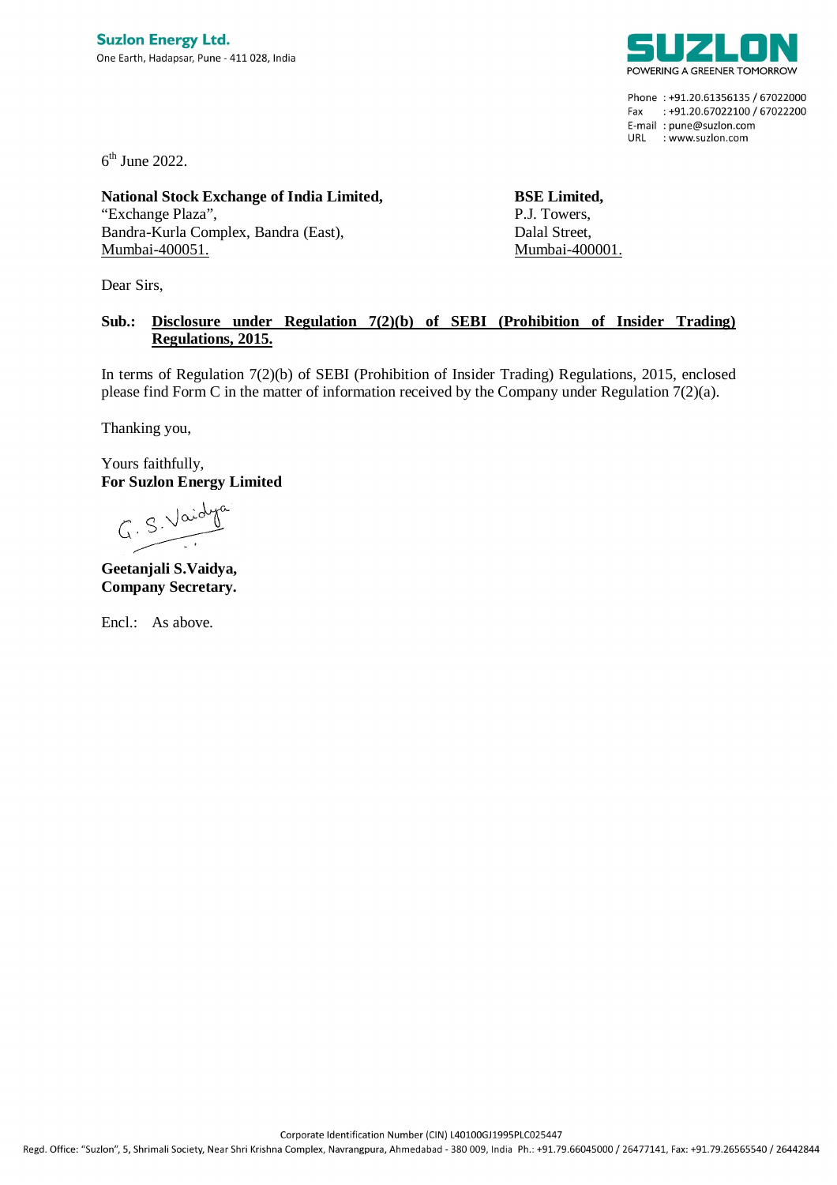**Suzlon Energy Ltd.**
One Earth, Hadapsar, Pune - 411 028, India

SUZLON
POWERING A GREENER TOMORROW

Phone : +91.20.61356135 / 67022000
Fax : +91.20.67022100 / 67022200
E-mail : pune@suzlon.com
URL : www.suzlon.com

6th June 2022.

**National Stock Exchange of India Limited,**
"Exchange Plaza",
Bandra-Kurla Complex, Bandra (East),
Mumbai-400051.

**BSE Limited,**
P.J. Towers,
Dalal Street,
Mumbai-400001.

Dear Sirs,

**Sub.: Disclosure under Regulation 7(2)(b) of SEBI (Prohibition of Insider Trading) Regulations, 2015.**

In terms of Regulation 7(2)(b) of SEBI (Prohibition of Insider Trading) Regulations, 2015, enclosed please find Form C in the matter of information received by the Company under Regulation 7(2)(a).

Thanking you,

Yours faithfully,
**For Suzlon Energy Limited**

G. S. Vaidya

**Geetanjali S.Vaidya,**
**Company Secretary.**

Encl.: As above.

Corporate Identification Number (CIN) L40100GJ1995PLC025447
Regd. Office: "Suzlon", 5, Shrimali Society, Near Shri Krishna Complex, Navrangpura, Ahmedabad - 380 009, India Ph.: +91.79.66045000 / 26477141, Fax: +91.79.26565540 / 26442844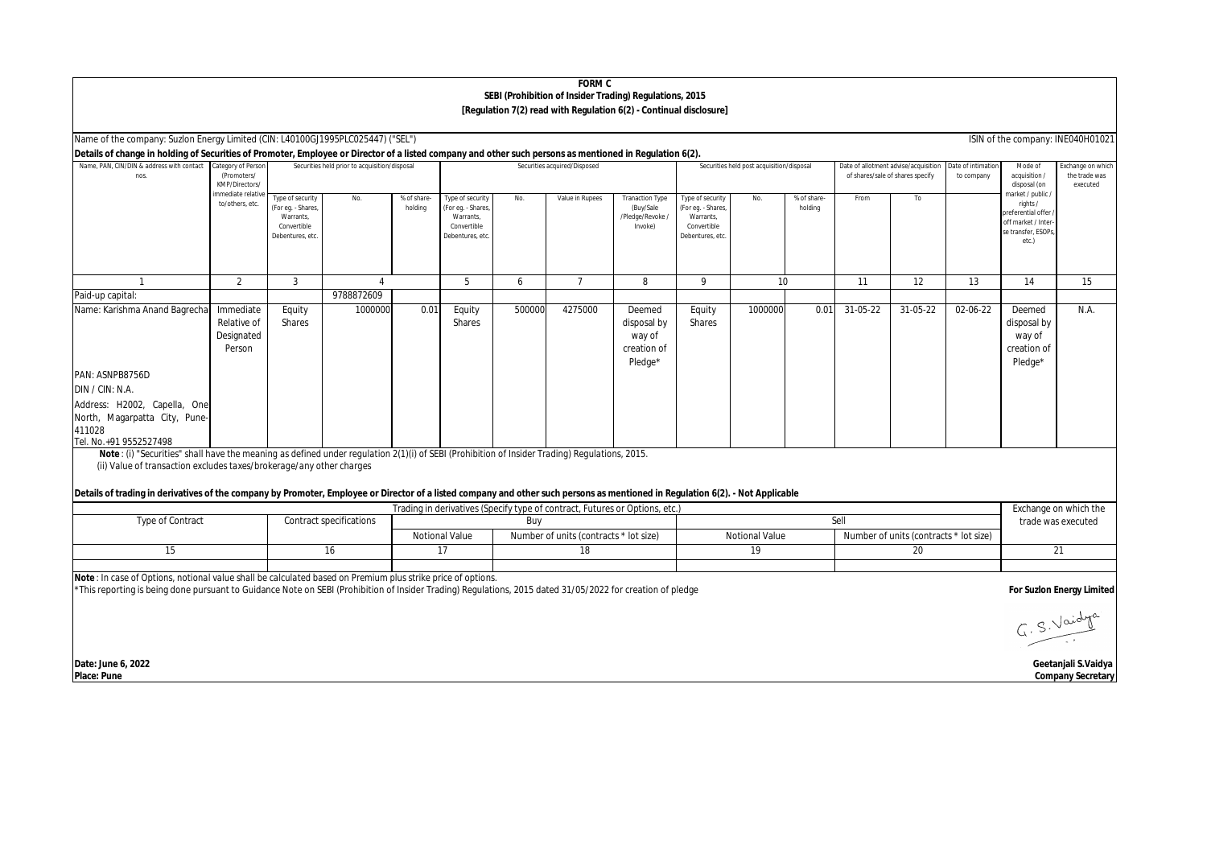**FORM C**
**SEBI (Prohibition of Insider Trading) Regulations, 2015**
**[Regulation 7(2) read with Regulation 6(2) - Continual disclosure]**

Name of the company: Suzlon Energy Limited (CIN: L40100GJ1995PLC025447) ("SEL")

ISIN of the company: INE040H01021

**Details of change in holding of Securities of Promoter, Employee or Director of a listed company and other such persons as mentioned in Regulation 6(2).**

| Name, PAN, CIN/DIN & address with contact nos. | Category of Person (Promoters/ KMP/Directors/ immediate relative to/others, etc. | Securities held prior to acquisition/disposal | | | Securities acquired/Disposed | | | | Securities held post acquisition/disposal | | | Date of allotment advise/acquisition of shares/sale of shares specify | | Date of intimation to company | Mode of acquisition / disposal (on market / public / rights / preferential offer / off market / Inter-se transfer, ESOPs, etc.) | Exchange on which the trade was executed |
|---|---|---|---|---|---|---|---|---|---|---|---|---|---|---|---|---|
| | | Type of security (For eg. - Shares, Warrants, Convertible Debentures, etc. | No. | % of share-holding | Type of security (For eg. - Shares, Warrants, Convertible Debentures, etc. | No. | Value in Rupees | Tranction Type (Buy/Sale /Pledge/Revoke / Invoke) | Type of security (For eg. - Shares, Warrants, Convertible Debentures, etc. | No. | % of share-holding | From | To | | | |
| 1 | 2 | 3 | 4 | | 5 | 6 | 7 | 8 | 9 | 10 | | 11 | 12 | 13 | 14 | 15 |
| Paid-up capital: | | | 9788872609 | | | | | | | | | | | | | |
| Name: Karishma Anand Bagrecha<br>PAN: ASNPB8756D<br>DIN / CIN: N.A.<br>Address: H2002, Capella, One North, Magarpatta City, Pune-411028<br>Tel. No.+91 9552527498 | Immediate Relative of Designated Person | Equity Shares | 1000000 | 0.01 | Equity Shares | 500000 | 4275000 | Deemed disposal by way of creation of Pledge* | Equity Shares | 1000000 | 0.01 | 31-05-22 | 31-05-22 | 02-06-22 | Deemed disposal by way of creation of Pledge* | N.A. |

**Note** : (i) "Securities" shall have the meaning as defined under regulation 2(1)(i) of SEBI (Prohibition of Insider Trading) Regulations, 2015.
(ii) Value of transaction excludes taxes/brokerage/any other charges

**Details of trading in derivatives of the company by Promoter, Employee or Director of a listed company and other such persons as mentioned in Regulation 6(2). - Not Applicable**

| Trading in derivatives (Specify type of contract, Futures or Options, etc.) | | | | | | Exchange on which the trade was executed |
|---|---|---|---|---|---|---|
| Type of Contract | Contract specifications | Buy | | Sell | | |
| | | Notional Value | Number of units (contracts * lot size) | Notional Value | Number of units (contracts * lot size) | |
| 15 | 16 | 17 | 18 | 19 | 20 | 21 |
| | | | | | | |

**Note** : In case of Options, notional value shall be calculated based on Premium plus strike price of options.
*This reporting is being done pursuant to Guidance Note on SEBI (Prohibition of Insider Trading) Regulations, 2015 dated 31/05/2022 for creation of pledge

**For Suzlon Energy Limited**

G. S. Vaidya

**Geetanjali S.Vaidya**
**Company Secretary**

**Date: June 6, 2022**
**Place: Pune**